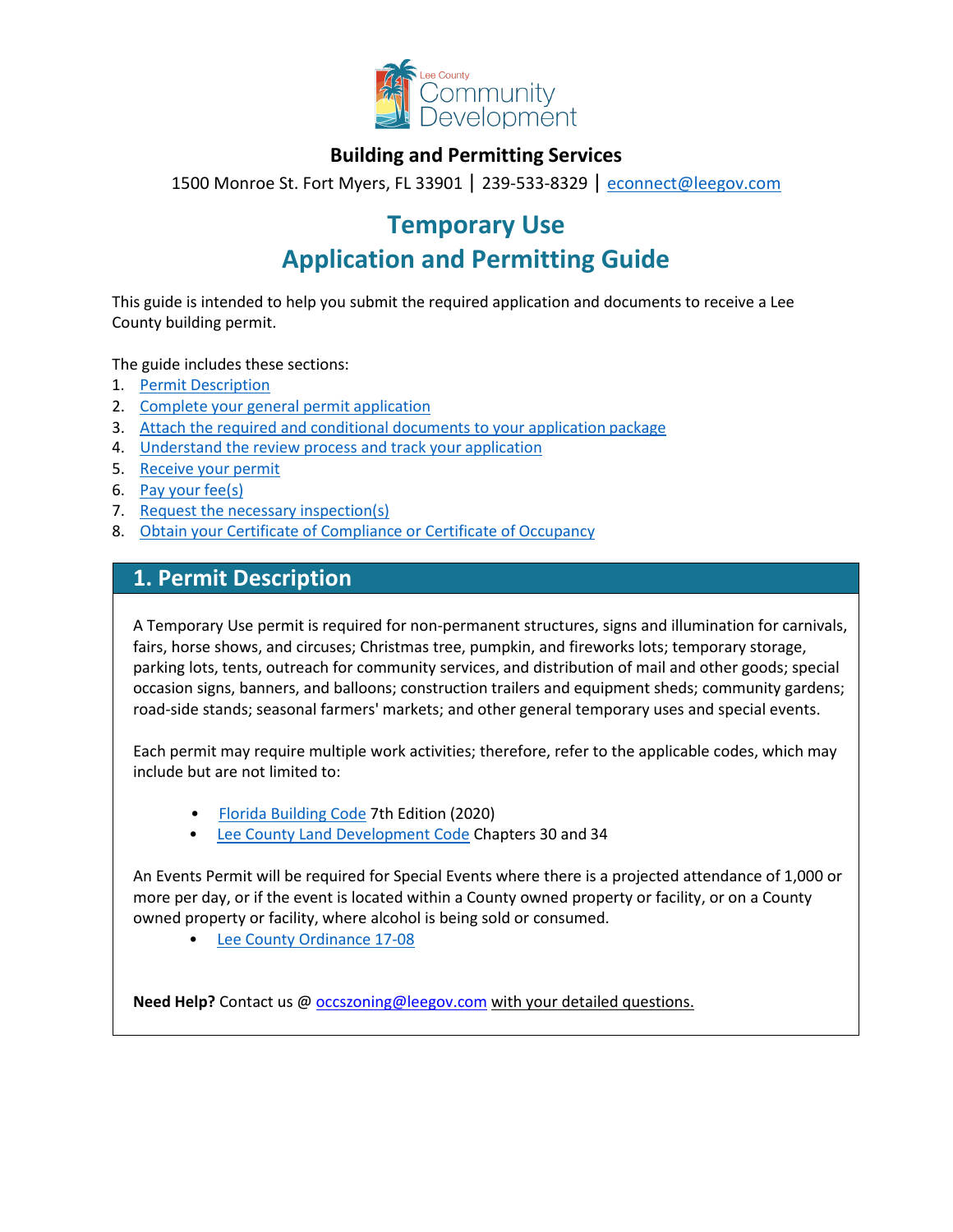Lee County Community Development

**Building and Permitting Services**

1500 Monroe St. Fort Myers, FL 33901 | 239-533-8329 | [econnect@leegov.com](mailto:econnect@leegov.com)

# Temporary Use
# Application and Permitting Guide

This guide is intended to help you submit the required application and documents to receive a Lee County building permit.

The guide includes these sections:

1. Permit Description
2. Complete your general permit application
3. Attach the required and conditional documents to your application package
4. Understand the review process and track your application
5. Receive your permit
6. Pay your fee(s)
7. Request the necessary inspection(s)
8. Obtain your Certificate of Compliance or Certificate of Occupancy

## 1. Permit Description

A Temporary Use permit is required for non-permanent structures, signs and illumination for carnivals, fairs, horse shows, and circuses; Christmas tree, pumpkin, and fireworks lots; temporary storage, parking lots, tents, outreach for community services, and distribution of mail and other goods; special occasion signs, banners, and balloons; construction trailers and equipment sheds; community gardens; road-side stands; seasonal farmers' markets; and other general temporary uses and special events.

Each permit may require multiple work activities; therefore, refer to the applicable codes, which may include but are not limited to:

- Florida Building Code 7th Edition (2020)
- Lee County Land Development Code Chapters 30 and 34

An Events Permit will be required for Special Events where there is a projected attendance of 1,000 or more per day, or if the event is located within a County owned property or facility, or on a County owned property or facility, where alcohol is being sold or consumed.

- Lee County Ordinance 17-08

**Need Help?** Contact us @ [occszoning@leegov.com](mailto:occszoning@leegov.com) with your detailed questions.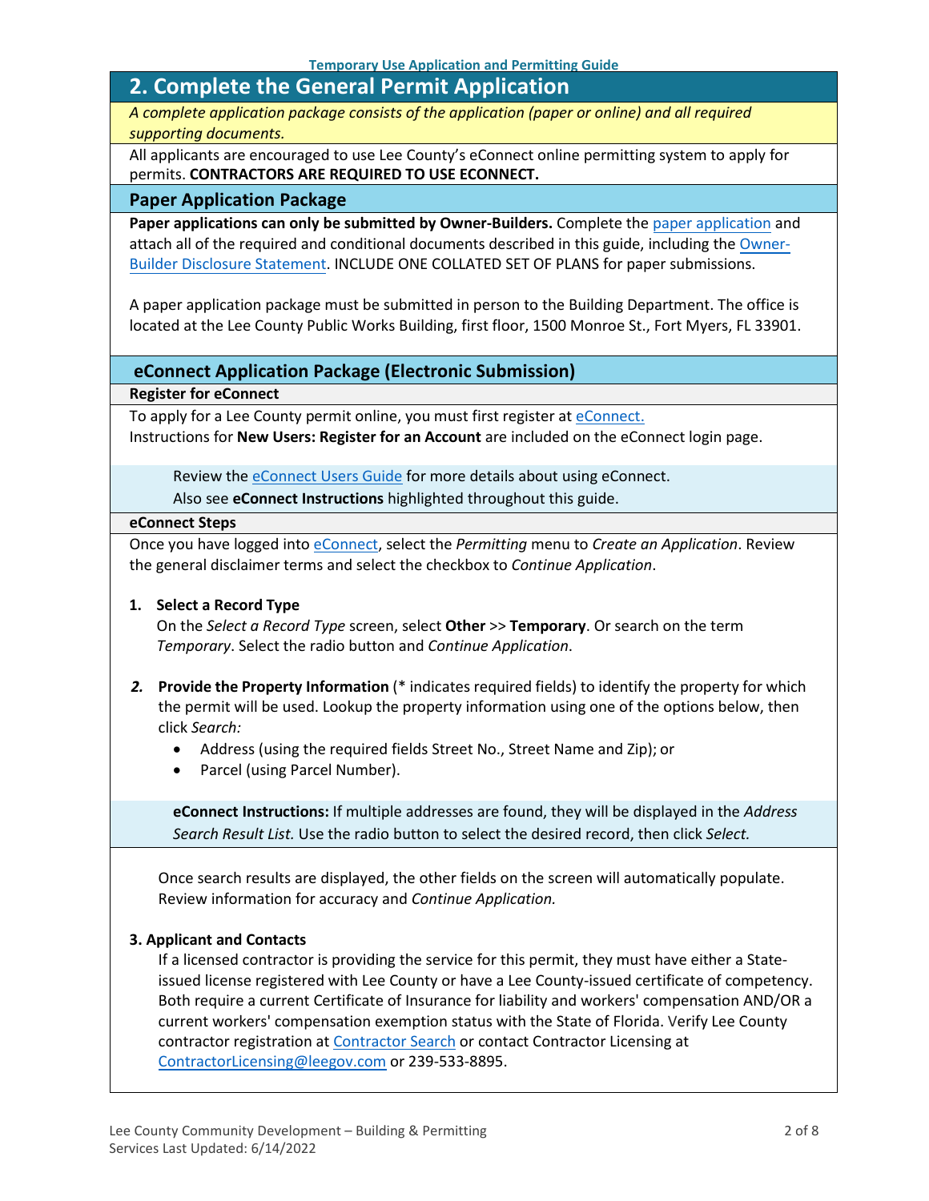## 2. Complete the General Permit Application

*A complete application package consists of the application (paper or online) and all required supporting documents.*

All applicants are encouraged to use Lee County's eConnect online permitting system to apply for permits. **CONTRACTORS ARE REQUIRED TO USE ECONNECT.**

### Paper Application Package

**Paper applications can only be submitted by Owner-Builders.** Complete the paper application and attach all of the required and conditional documents described in this guide, including the Owner-Builder Disclosure Statement. INCLUDE ONE COLLATED SET OF PLANS for paper submissions.

A paper application package must be submitted in person to the Building Department. The office is located at the Lee County Public Works Building, first floor, 1500 Monroe St., Fort Myers, FL 33901.

### eConnect Application Package (Electronic Submission)

**Register for eConnect**

To apply for a Lee County permit online, you must first register at eConnect.
Instructions for **New Users: Register for an Account** are included on the eConnect login page.

> Review the eConnect Users Guide for more details about using eConnect.
> Also see **eConnect Instructions** highlighted throughout this guide.

**eConnect Steps**

Once you have logged into eConnect, select the *Permitting* menu to *Create an Application*. Review the general disclaimer terms and select the checkbox to *Continue Application*.

1. **Select a Record Type**
   On the *Select a Record Type* screen, select **Other** >> **Temporary**. Or search on the term *Temporary*. Select the radio button and *Continue Application*.

2. **Provide the Property Information** (* indicates required fields) to identify the property for which the permit will be used. Lookup the property information using one of the options below, then click *Search:*
   - Address (using the required fields Street No., Street Name and Zip); or
   - Parcel (using Parcel Number).

   > **eConnect Instructions:** If multiple addresses are found, they will be displayed in the *Address Search Result List.* Use the radio button to select the desired record, then click *Select.*

   Once search results are displayed, the other fields on the screen will automatically populate. Review information for accuracy and *Continue Application.*

3. **Applicant and Contacts**
   If a licensed contractor is providing the service for this permit, they must have either a State-issued license registered with Lee County or have a Lee County-issued certificate of competency. Both require a current Certificate of Insurance for liability and workers' compensation AND/OR a current workers' compensation exemption status with the State of Florida. Verify Lee County contractor registration at Contractor Search or contact Contractor Licensing at ContractorLicensing@leegov.com or 239-533-8895.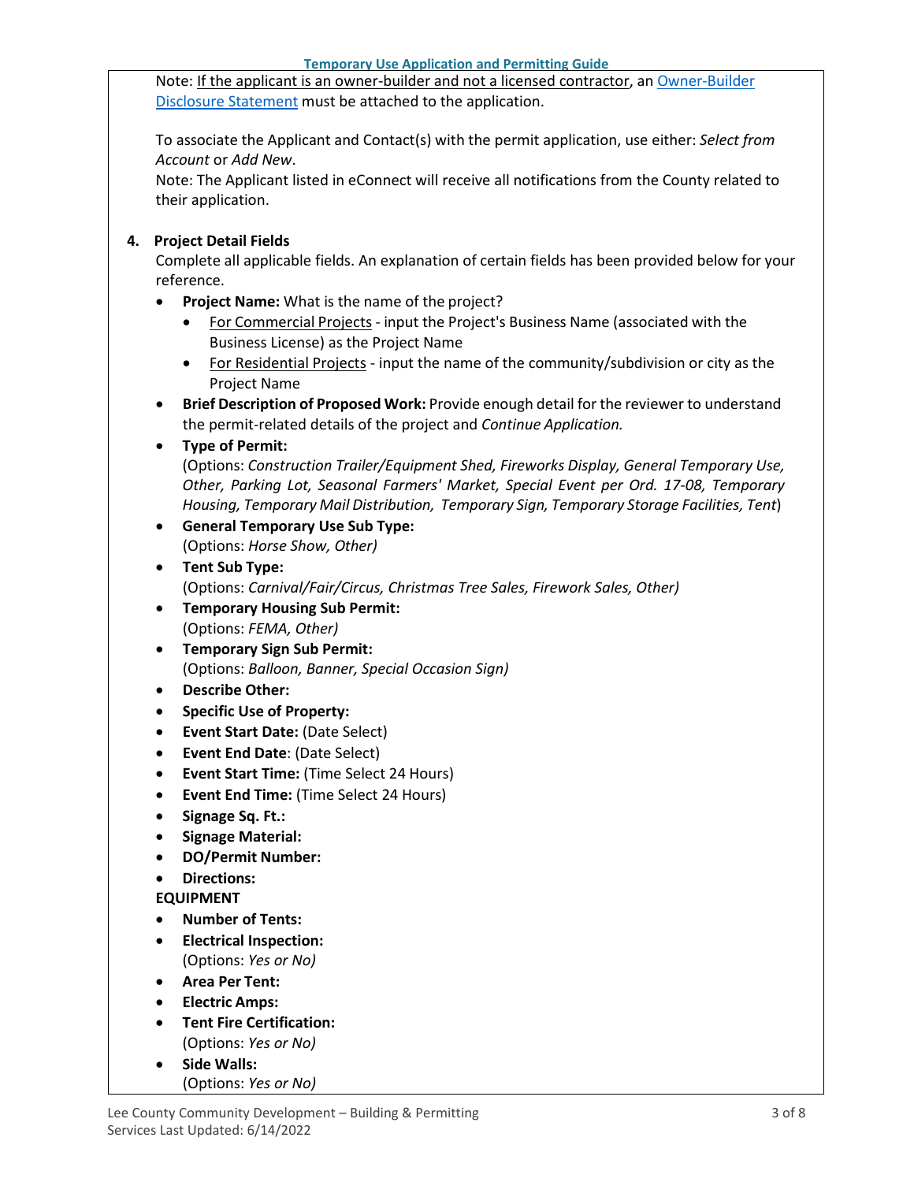Note: If the applicant is an owner-builder and not a licensed contractor, an Owner-Builder Disclosure Statement must be attached to the application.

To associate the Applicant and Contact(s) with the permit application, use either: *Select from Account* or *Add New*.
Note: The Applicant listed in eConnect will receive all notifications from the County related to their application.

4. **Project Detail Fields**
   Complete all applicable fields. An explanation of certain fields has been provided below for your reference.
   - **Project Name:** What is the name of the project?
     - For Commercial Projects - input the Project's Business Name (associated with the Business License) as the Project Name
     - For Residential Projects - input the name of the community/subdivision or city as the Project Name
   - **Brief Description of Proposed Work:** Provide enough detail for the reviewer to understand the permit-related details of the project and *Continue Application.*
   - **Type of Permit:**
     (Options: *Construction Trailer/Equipment Shed, Fireworks Display, General Temporary Use, Other, Parking Lot, Seasonal Farmers' Market, Special Event per Ord. 17-08, Temporary Housing, Temporary Mail Distribution, Temporary Sign, Temporary Storage Facilities, Tent*)
   - **General Temporary Use Sub Type:**
     (Options: *Horse Show, Other)*
   - **Tent Sub Type:**
     (Options: *Carnival/Fair/Circus, Christmas Tree Sales, Firework Sales, Other)*
   - **Temporary Housing Sub Permit:**
     (Options: *FEMA, Other)*
   - **Temporary Sign Sub Permit:**
     (Options: *Balloon, Banner, Special Occasion Sign)*
   - **Describe Other:**
   - **Specific Use of Property:**
   - **Event Start Date:** (Date Select)
   - **Event End Date**: (Date Select)
   - **Event Start Time:** (Time Select 24 Hours)
   - **Event End Time:** (Time Select 24 Hours)
   - **Signage Sq. Ft.:**
   - **Signage Material:**
   - **DO/Permit Number:**
   - **Directions:**

   **EQUIPMENT**
   - **Number of Tents:**
   - **Electrical Inspection:**
     (Options: *Yes or No)*
   - **Area Per Tent:**
   - **Electric Amps:**
   - **Tent Fire Certification:**
     (Options: *Yes or No)*
   - **Side Walls:**
     (Options: *Yes or No)*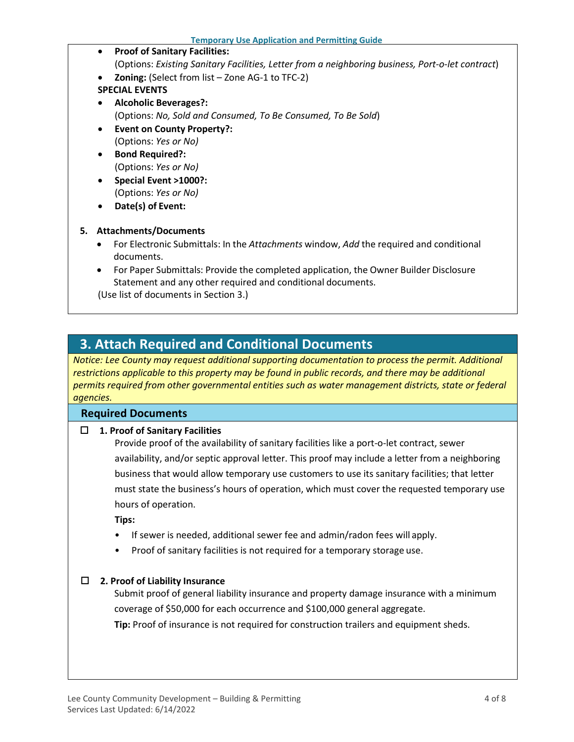- **Proof of Sanitary Facilities:**
  (Options: *Existing Sanitary Facilities, Letter from a neighboring business, Port-o-let contract*)
- **Zoning:** (Select from list – Zone AG-1 to TFC-2)

**SPECIAL EVENTS**

- **Alcoholic Beverages?:**
  (Options: *No, Sold and Consumed, To Be Consumed, To Be Sold*)
- **Event on County Property?:**
  (Options: *Yes or No)*
- **Bond Required?:**
  (Options: *Yes or No)*
- **Special Event >1000?:**
  (Options: *Yes or No)*
- **Date(s) of Event:**

5. **Attachments/Documents**
   - For Electronic Submittals: In the *Attachments* window, *Add* the required and conditional documents.
   - For Paper Submittals: Provide the completed application, the Owner Builder Disclosure Statement and any other required and conditional documents.

   (Use list of documents in Section 3.)

## 3. Attach Required and Conditional Documents

*Notice: Lee County may request additional supporting documentation to process the permit. Additional restrictions applicable to this property may be found in public records, and there may be additional permits required from other governmental entities such as water management districts, state or federal agencies.*

### Required Documents

☐ **1. Proof of Sanitary Facilities**

Provide proof of the availability of sanitary facilities like a port-o-let contract, sewer availability, and/or septic approval letter. This proof may include a letter from a neighboring business that would allow temporary use customers to use its sanitary facilities; that letter must state the business's hours of operation, which must cover the requested temporary use hours of operation.

**Tips:**

- If sewer is needed, additional sewer fee and admin/radon fees will apply.
- Proof of sanitary facilities is not required for a temporary storage use.

☐ **2. Proof of Liability Insurance**

Submit proof of general liability insurance and property damage insurance with a minimum coverage of $50,000 for each occurrence and $100,000 general aggregate.

**Tip:** Proof of insurance is not required for construction trailers and equipment sheds.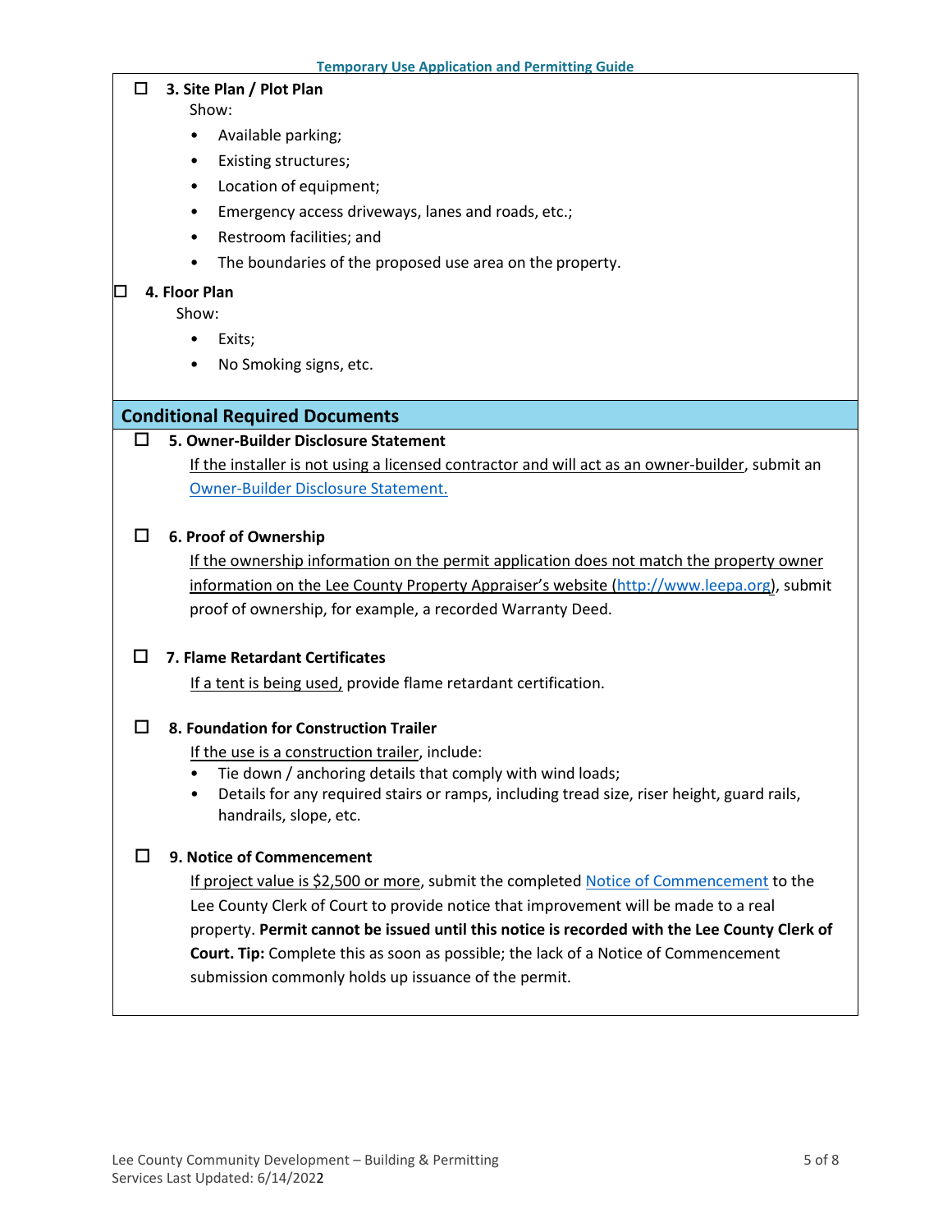- ☐ **3. Site Plan / Plot Plan**

  Show:

  - Available parking;
  - Existing structures;
  - Location of equipment;
  - Emergency access driveways, lanes and roads, etc.;
  - Restroom facilities; and
  - The boundaries of the proposed use area on the property.

- ☐ **4. Floor Plan**

  Show:

  - Exits;
  - No Smoking signs, etc.

## Conditional Required Documents

- ☐ **5. Owner-Builder Disclosure Statement**

  If the installer is not using a licensed contractor and will act as an owner-builder, submit an [Owner-Builder Disclosure Statement.](Owner-Builder Disclosure Statement)

- ☐ **6. Proof of Ownership**

  If the ownership information on the permit application does not match the property owner information on the Lee County Property Appraiser's website ([http://www.leepa.org](http://www.leepa.org)), submit proof of ownership, for example, a recorded Warranty Deed.

- ☐ **7. Flame Retardant Certificates**

  If a tent is being used, provide flame retardant certification.

- ☐ **8. Foundation for Construction Trailer**

  If the use is a construction trailer, include:

  - Tie down / anchoring details that comply with wind loads;
  - Details for any required stairs or ramps, including tread size, riser height, guard rails, handrails, slope, etc.

- ☐ **9. Notice of Commencement**

  If project value is $2,500 or more, submit the completed [Notice of Commencement](Notice of Commencement) to the Lee County Clerk of Court to provide notice that improvement will be made to a real property. **Permit cannot be issued until this notice is recorded with the Lee County Clerk of Court. Tip:** Complete this as soon as possible; the lack of a Notice of Commencement submission commonly holds up issuance of the permit.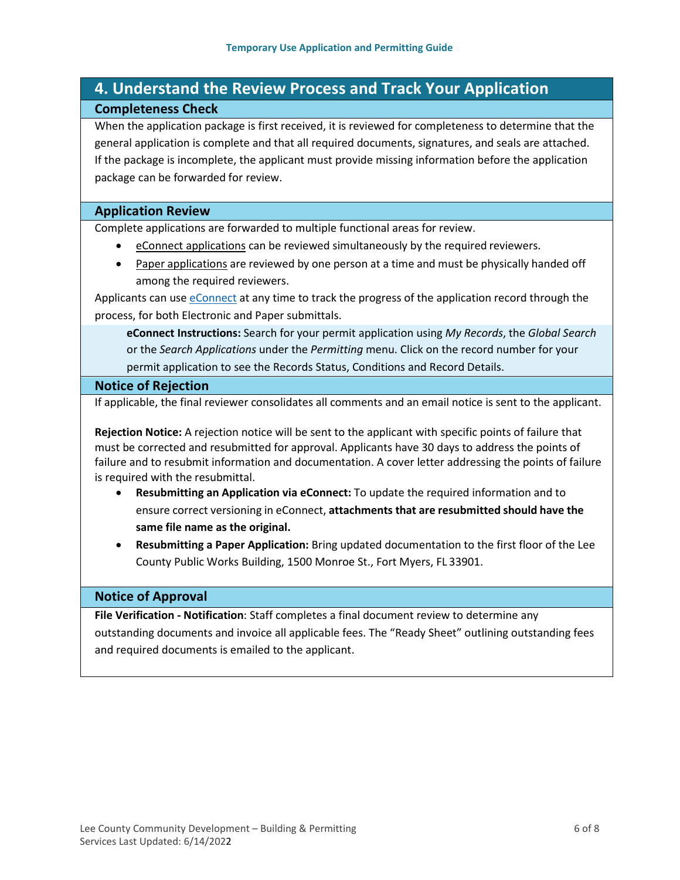## 4. Understand the Review Process and Track Your Application

### Completeness Check

When the application package is first received, it is reviewed for completeness to determine that the general application is complete and that all required documents, signatures, and seals are attached. If the package is incomplete, the applicant must provide missing information before the application package can be forwarded for review.

### Application Review

Complete applications are forwarded to multiple functional areas for review.

- eConnect applications can be reviewed simultaneously by the required reviewers.
- Paper applications are reviewed by one person at a time and must be physically handed off among the required reviewers.

Applicants can use eConnect at any time to track the progress of the application record through the process, for both Electronic and Paper submittals.

> **eConnect Instructions:** Search for your permit application using *My Records*, the *Global Search* or the *Search Applications* under the *Permitting* menu. Click on the record number for your permit application to see the Records Status, Conditions and Record Details.

### Notice of Rejection

If applicable, the final reviewer consolidates all comments and an email notice is sent to the applicant.

**Rejection Notice:** A rejection notice will be sent to the applicant with specific points of failure that must be corrected and resubmitted for approval. Applicants have 30 days to address the points of failure and to resubmit information and documentation. A cover letter addressing the points of failure is required with the resubmittal.

- **Resubmitting an Application via eConnect:** To update the required information and to ensure correct versioning in eConnect, **attachments that are resubmitted should have the same file name as the original.**
- **Resubmitting a Paper Application:** Bring updated documentation to the first floor of the Lee County Public Works Building, 1500 Monroe St., Fort Myers, FL 33901.

### Notice of Approval

**File Verification - Notification**: Staff completes a final document review to determine any outstanding documents and invoice all applicable fees. The "Ready Sheet" outlining outstanding fees and required documents is emailed to the applicant.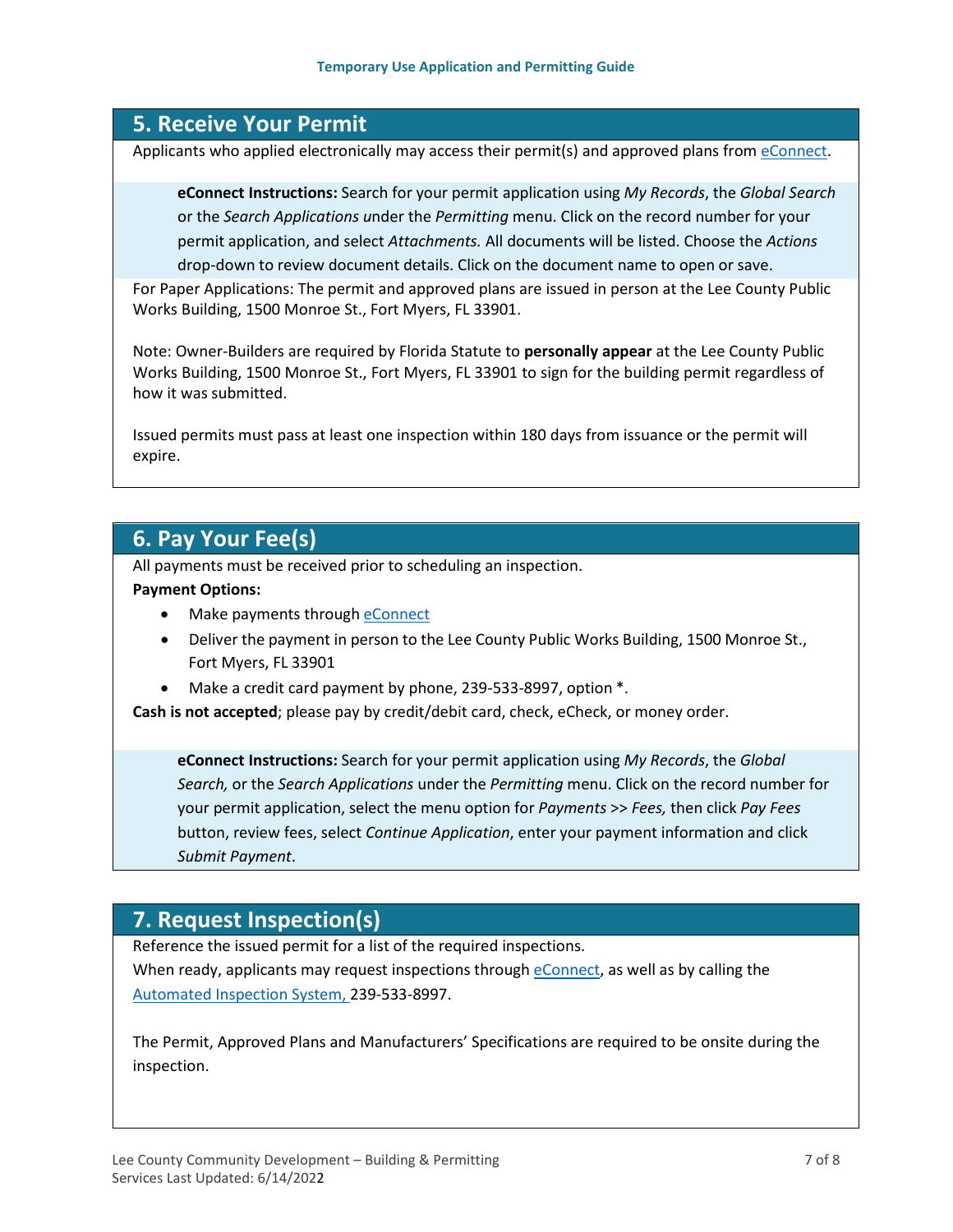## 5. Receive Your Permit

Applicants who applied electronically may access their permit(s) and approved plans from eConnect.

> **eConnect Instructions:** Search for your permit application using *My Records*, the *Global Search* or the *Search Applications* under the *Permitting* menu. Click on the record number for your permit application, and select *Attachments.* All documents will be listed. Choose the *Actions* drop-down to review document details. Click on the document name to open or save.

For Paper Applications: The permit and approved plans are issued in person at the Lee County Public Works Building, 1500 Monroe St., Fort Myers, FL 33901.

Note: Owner-Builders are required by Florida Statute to **personally appear** at the Lee County Public Works Building, 1500 Monroe St., Fort Myers, FL 33901 to sign for the building permit regardless of how it was submitted.

Issued permits must pass at least one inspection within 180 days from issuance or the permit will expire.

## 6. Pay Your Fee(s)

All payments must be received prior to scheduling an inspection.

**Payment Options:**

- Make payments through eConnect
- Deliver the payment in person to the Lee County Public Works Building, 1500 Monroe St., Fort Myers, FL 33901
- Make a credit card payment by phone, 239-533-8997, option *.

**Cash is not accepted**; please pay by credit/debit card, check, eCheck, or money order.

> **eConnect Instructions:** Search for your permit application using *My Records*, the *Global Search,* or the *Search Applications* under the *Permitting* menu. Click on the record number for your permit application, select the menu option for *Payments* >> *Fees,* then click *Pay Fees* button, review fees, select *Continue Application*, enter your payment information and click *Submit Payment*.

## 7. Request Inspection(s)

Reference the issued permit for a list of the required inspections.
When ready, applicants may request inspections through eConnect, as well as by calling the Automated Inspection System, 239-533-8997.

The Permit, Approved Plans and Manufacturers' Specifications are required to be onsite during the inspection.

Lee County Community Development – Building & Permitting Services Last Updated: 6/14/2022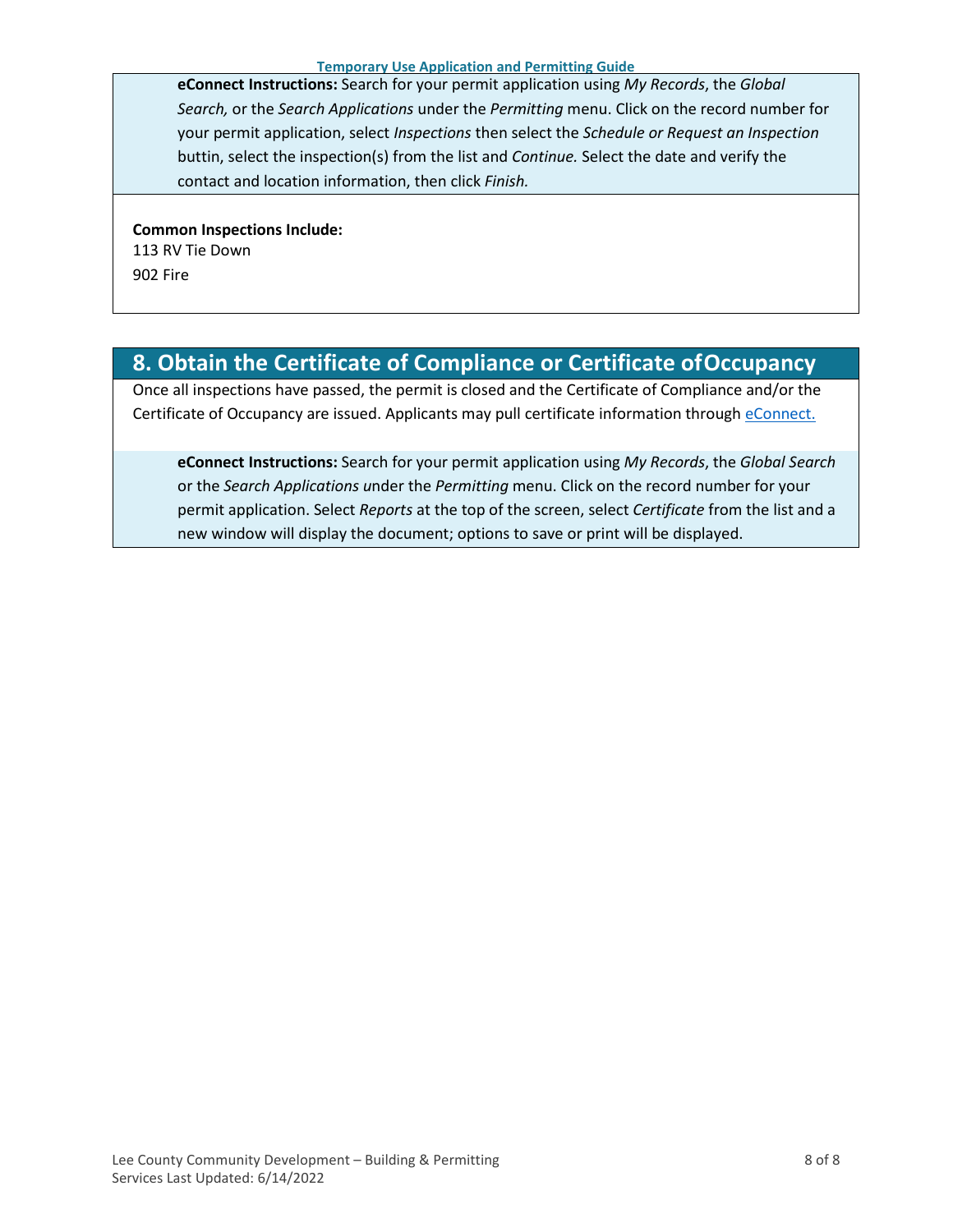**eConnect Instructions:** Search for your permit application using *My Records*, the *Global Search,* or the *Search Applications* under the *Permitting* menu. Click on the record number for your permit application, select *Inspections* then select the *Schedule or Request an Inspection* buttin, select the inspection(s) from the list and *Continue.* Select the date and verify the contact and location information, then click *Finish.*

**Common Inspections Include:**
113 RV Tie Down
902 Fire

## 8. Obtain the Certificate of Compliance or Certificate ofOccupancy

Once all inspections have passed, the permit is closed and the Certificate of Compliance and/or the Certificate of Occupancy are issued. Applicants may pull certificate information through eConnect.

**eConnect Instructions:** Search for your permit application using *My Records*, the *Global Search* or the *Search Applications u*nder the *Permitting* menu. Click on the record number for your permit application. Select *Reports* at the top of the screen, select *Certificate* from the list and a new window will display the document; options to save or print will be displayed.